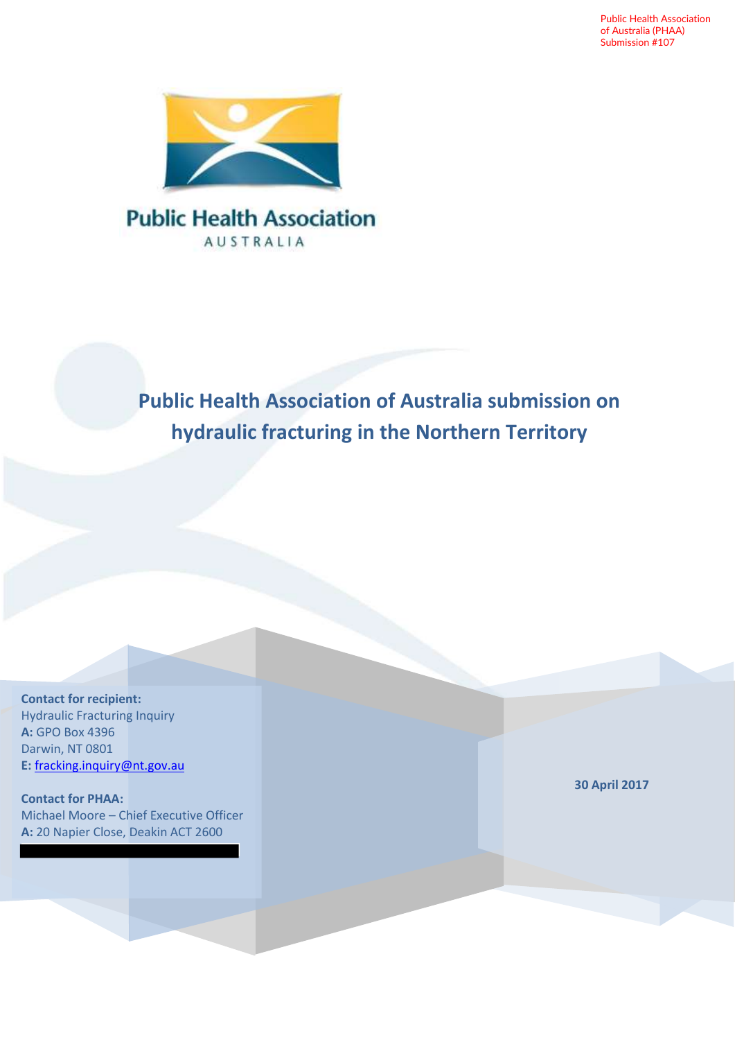Public Health Association of Australia (PHAA) Submission #107

Public Health Association AUSTRALIA

# Public Health Association of Australia submission on hydraulic fracturing in the Northern Territory

**Contact for recipient:**
Hydraulic Fracturing Inquiry
**A:** GPO Box 4396
Darwin, NT 0801
**E:** fracking.inquiry@nt.gov.au

**Contact for PHAA:**
Michael Moore – Chief Executive Officer
**A:** 20 Napier Close, Deakin ACT 2600

**30 April 2017**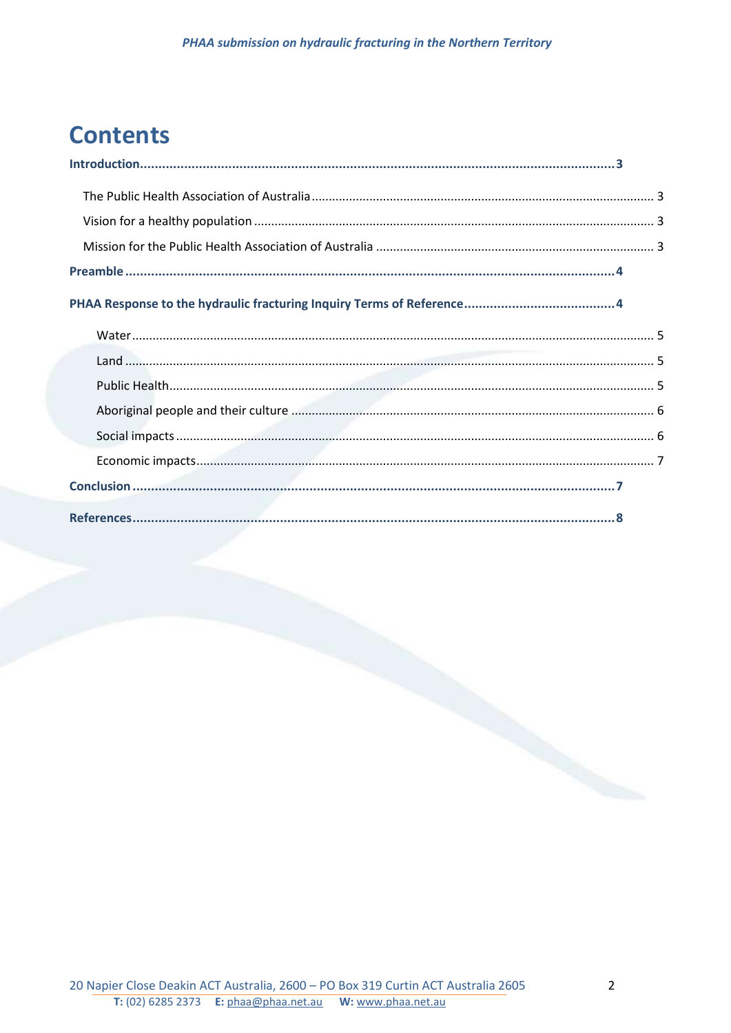# Contents

**Introduction** .......... **3**

The Public Health Association of Australia .......... 3

Vision for a healthy population .......... 3

Mission for the Public Health Association of Australia .......... 3

**Preamble** .......... **4**

**PHAA Response to the hydraulic fracturing Inquiry Terms of Reference** .......... **4**

Water .......... 5

Land .......... 5

Public Health .......... 5

Aboriginal people and their culture .......... 6

Social impacts .......... 6

Economic impacts .......... 7

**Conclusion** .......... **7**

**References** .......... **8**

20 Napier Close Deakin ACT Australia, 2600 – PO Box 319 Curtin ACT Australia 2605
**T:** (02) 6285 2373 **E:** phaa@phaa.net.au **W:** www.phaa.net.au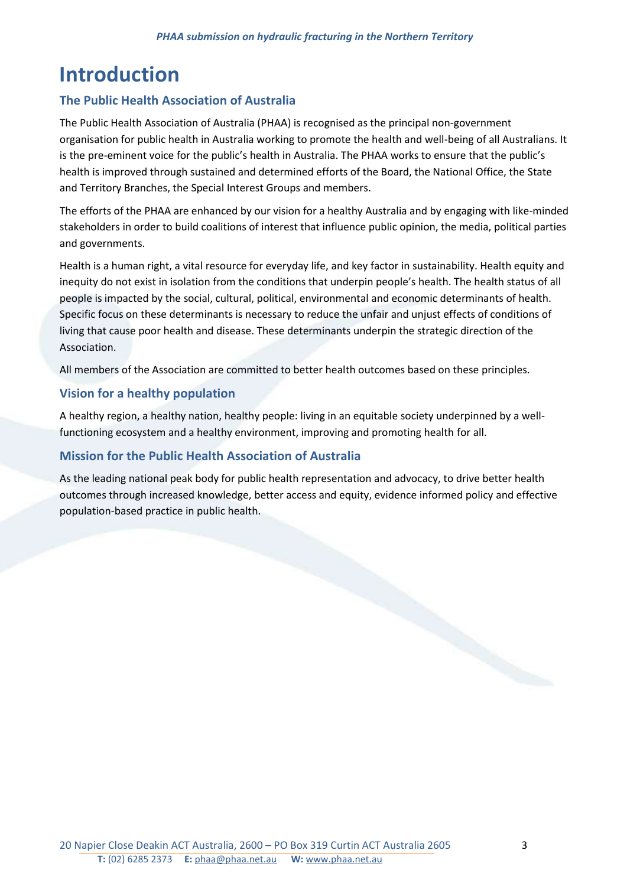# Introduction

## The Public Health Association of Australia

The Public Health Association of Australia (PHAA) is recognised as the principal non-government organisation for public health in Australia working to promote the health and well-being of all Australians. It is the pre-eminent voice for the public's health in Australia. The PHAA works to ensure that the public's health is improved through sustained and determined efforts of the Board, the National Office, the State and Territory Branches, the Special Interest Groups and members.

The efforts of the PHAA are enhanced by our vision for a healthy Australia and by engaging with like-minded stakeholders in order to build coalitions of interest that influence public opinion, the media, political parties and governments.

Health is a human right, a vital resource for everyday life, and key factor in sustainability. Health equity and inequity do not exist in isolation from the conditions that underpin people's health. The health status of all people is impacted by the social, cultural, political, environmental and economic determinants of health. Specific focus on these determinants is necessary to reduce the unfair and unjust effects of conditions of living that cause poor health and disease. These determinants underpin the strategic direction of the Association.

All members of the Association are committed to better health outcomes based on these principles.

## Vision for a healthy population

A healthy region, a healthy nation, healthy people: living in an equitable society underpinned by a well-functioning ecosystem and a healthy environment, improving and promoting health for all.

## Mission for the Public Health Association of Australia

As the leading national peak body for public health representation and advocacy, to drive better health outcomes through increased knowledge, better access and equity, evidence informed policy and effective population-based practice in public health.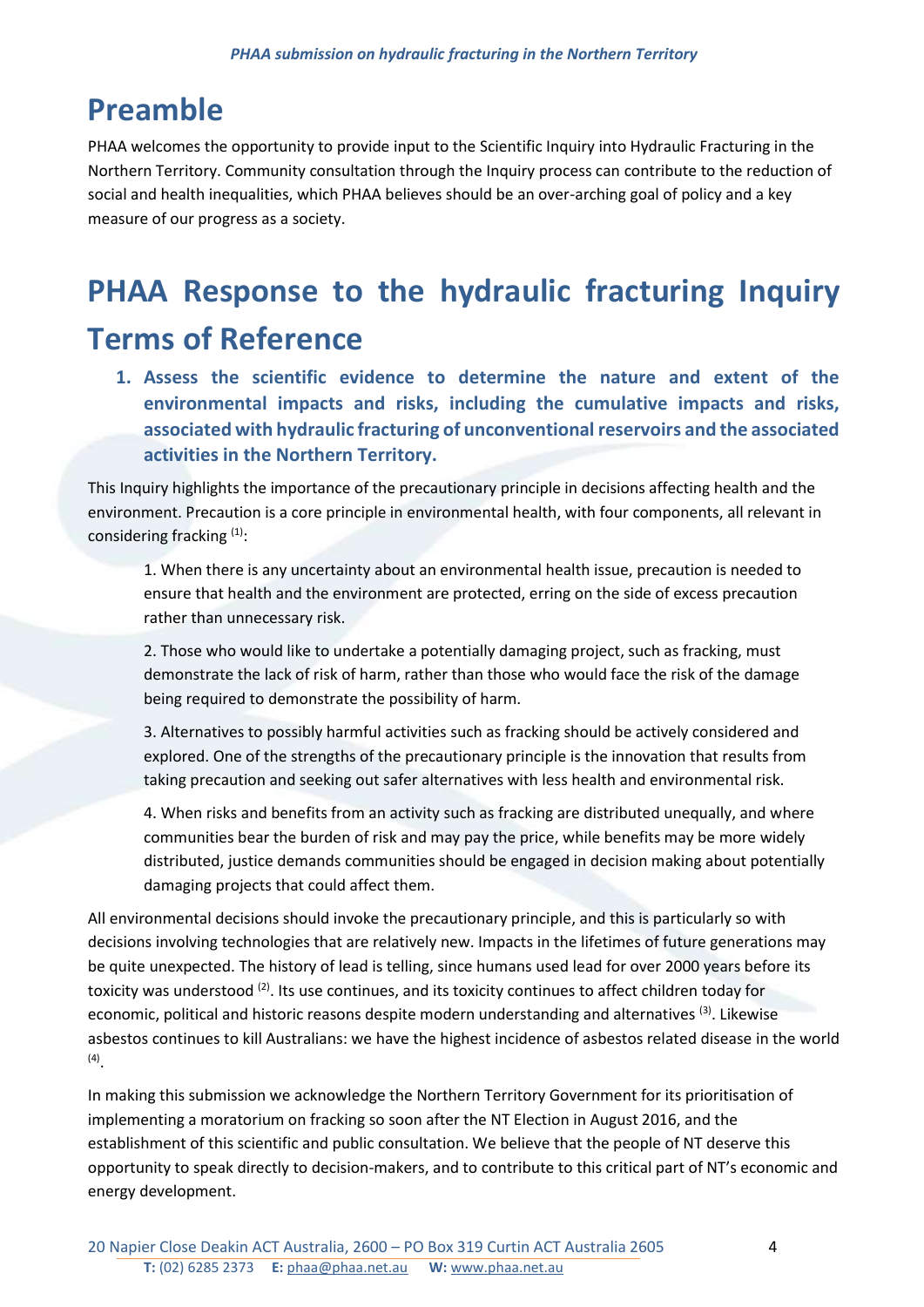# Preamble

PHAA welcomes the opportunity to provide input to the Scientific Inquiry into Hydraulic Fracturing in the Northern Territory. Community consultation through the Inquiry process can contribute to the reduction of social and health inequalities, which PHAA believes should be an over-arching goal of policy and a key measure of our progress as a society.

# PHAA Response to the hydraulic fracturing Inquiry Terms of Reference

1. **Assess the scientific evidence to determine the nature and extent of the environmental impacts and risks, including the cumulative impacts and risks, associated with hydraulic fracturing of unconventional reservoirs and the associated activities in the Northern Territory.**

This Inquiry highlights the importance of the precautionary principle in decisions affecting health and the environment. Precaution is a core principle in environmental health, with four components, all relevant in considering fracking [1]:

> 1. When there is any uncertainty about an environmental health issue, precaution is needed to ensure that health and the environment are protected, erring on the side of excess precaution rather than unnecessary risk.
>
> 2. Those who would like to undertake a potentially damaging project, such as fracking, must demonstrate the lack of risk of harm, rather than those who would face the risk of the damage being required to demonstrate the possibility of harm.
>
> 3. Alternatives to possibly harmful activities such as fracking should be actively considered and explored. One of the strengths of the precautionary principle is the innovation that results from taking precaution and seeking out safer alternatives with less health and environmental risk.
>
> 4. When risks and benefits from an activity such as fracking are distributed unequally, and where communities bear the burden of risk and may pay the price, while benefits may be more widely distributed, justice demands communities should be engaged in decision making about potentially damaging projects that could affect them.

All environmental decisions should invoke the precautionary principle, and this is particularly so with decisions involving technologies that are relatively new. Impacts in the lifetimes of future generations may be quite unexpected. The history of lead is telling, since humans used lead for over 2000 years before its toxicity was understood [2]. Its use continues, and its toxicity continues to affect children today for economic, political and historic reasons despite modern understanding and alternatives [3]. Likewise asbestos continues to kill Australians: we have the highest incidence of asbestos related disease in the world [4].

In making this submission we acknowledge the Northern Territory Government for its prioritisation of implementing a moratorium on fracking so soon after the NT Election in August 2016, and the establishment of this scientific and public consultation. We believe that the people of NT deserve this opportunity to speak directly to decision-makers, and to contribute to this critical part of NT's economic and energy development.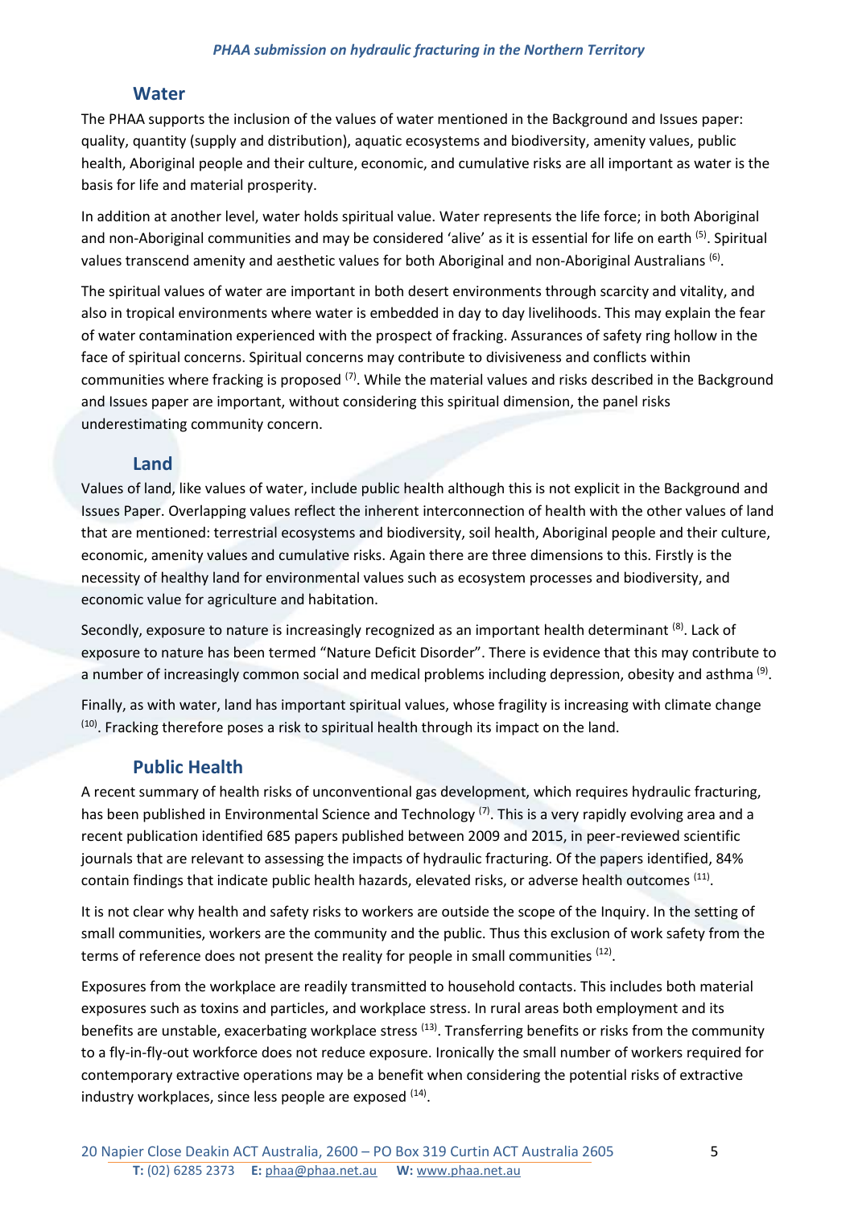## Water

The PHAA supports the inclusion of the values of water mentioned in the Background and Issues paper: quality, quantity (supply and distribution), aquatic ecosystems and biodiversity, amenity values, public health, Aboriginal people and their culture, economic, and cumulative risks are all important as water is the basis for life and material prosperity.

In addition at another level, water holds spiritual value. Water represents the life force; in both Aboriginal and non-Aboriginal communities and may be considered 'alive' as it is essential for life on earth [5]. Spiritual values transcend amenity and aesthetic values for both Aboriginal and non-Aboriginal Australians [6].

The spiritual values of water are important in both desert environments through scarcity and vitality, and also in tropical environments where water is embedded in day to day livelihoods. This may explain the fear of water contamination experienced with the prospect of fracking. Assurances of safety ring hollow in the face of spiritual concerns. Spiritual concerns may contribute to divisiveness and conflicts within communities where fracking is proposed [7]. While the material values and risks described in the Background and Issues paper are important, without considering this spiritual dimension, the panel risks underestimating community concern.

## Land

Values of land, like values of water, include public health although this is not explicit in the Background and Issues Paper. Overlapping values reflect the inherent interconnection of health with the other values of land that are mentioned: terrestrial ecosystems and biodiversity, soil health, Aboriginal people and their culture, economic, amenity values and cumulative risks. Again there are three dimensions to this. Firstly is the necessity of healthy land for environmental values such as ecosystem processes and biodiversity, and economic value for agriculture and habitation.

Secondly, exposure to nature is increasingly recognized as an important health determinant [8]. Lack of exposure to nature has been termed "Nature Deficit Disorder". There is evidence that this may contribute to a number of increasingly common social and medical problems including depression, obesity and asthma [9].

Finally, as with water, land has important spiritual values, whose fragility is increasing with climate change [10]. Fracking therefore poses a risk to spiritual health through its impact on the land.

## Public Health

A recent summary of health risks of unconventional gas development, which requires hydraulic fracturing, has been published in Environmental Science and Technology [7]. This is a very rapidly evolving area and a recent publication identified 685 papers published between 2009 and 2015, in peer-reviewed scientific journals that are relevant to assessing the impacts of hydraulic fracturing. Of the papers identified, 84% contain findings that indicate public health hazards, elevated risks, or adverse health outcomes [11].

It is not clear why health and safety risks to workers are outside the scope of the Inquiry. In the setting of small communities, workers are the community and the public. Thus this exclusion of work safety from the terms of reference does not present the reality for people in small communities [12].

Exposures from the workplace are readily transmitted to household contacts. This includes both material exposures such as toxins and particles, and workplace stress. In rural areas both employment and its benefits are unstable, exacerbating workplace stress [13]. Transferring benefits or risks from the community to a fly-in-fly-out workforce does not reduce exposure. Ironically the small number of workers required for contemporary extractive operations may be a benefit when considering the potential risks of extractive industry workplaces, since less people are exposed [14].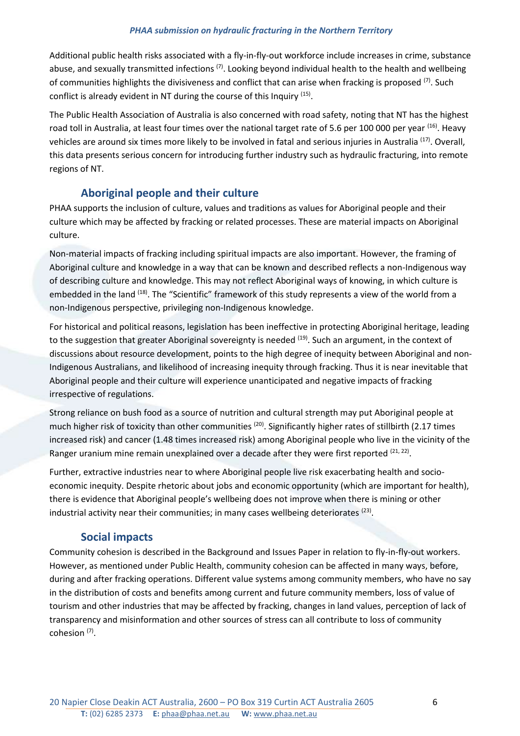Additional public health risks associated with a fly-in-fly-out workforce include increases in crime, substance abuse, and sexually transmitted infections [7]. Looking beyond individual health to the health and wellbeing of communities highlights the divisiveness and conflict that can arise when fracking is proposed [7]. Such conflict is already evident in NT during the course of this Inquiry [15].

The Public Health Association of Australia is also concerned with road safety, noting that NT has the highest road toll in Australia, at least four times over the national target rate of 5.6 per 100 000 per year [16]. Heavy vehicles are around six times more likely to be involved in fatal and serious injuries in Australia [17]. Overall, this data presents serious concern for introducing further industry such as hydraulic fracturing, into remote regions of NT.

## Aboriginal people and their culture

PHAA supports the inclusion of culture, values and traditions as values for Aboriginal people and their culture which may be affected by fracking or related processes. These are material impacts on Aboriginal culture.

Non-material impacts of fracking including spiritual impacts are also important. However, the framing of Aboriginal culture and knowledge in a way that can be known and described reflects a non-Indigenous way of describing culture and knowledge. This may not reflect Aboriginal ways of knowing, in which culture is embedded in the land [18]. The "Scientific" framework of this study represents a view of the world from a non-Indigenous perspective, privileging non-Indigenous knowledge.

For historical and political reasons, legislation has been ineffective in protecting Aboriginal heritage, leading to the suggestion that greater Aboriginal sovereignty is needed [19]. Such an argument, in the context of discussions about resource development, points to the high degree of inequity between Aboriginal and non-Indigenous Australians, and likelihood of increasing inequity through fracking. Thus it is near inevitable that Aboriginal people and their culture will experience unanticipated and negative impacts of fracking irrespective of regulations.

Strong reliance on bush food as a source of nutrition and cultural strength may put Aboriginal people at much higher risk of toxicity than other communities [20]. Significantly higher rates of stillbirth (2.17 times increased risk) and cancer (1.48 times increased risk) among Aboriginal people who live in the vicinity of the Ranger uranium mine remain unexplained over a decade after they were first reported [21, 22].

Further, extractive industries near to where Aboriginal people live risk exacerbating health and socio-economic inequity. Despite rhetoric about jobs and economic opportunity (which are important for health), there is evidence that Aboriginal people's wellbeing does not improve when there is mining or other industrial activity near their communities; in many cases wellbeing deteriorates [23].

## Social impacts

Community cohesion is described in the Background and Issues Paper in relation to fly-in-fly-out workers. However, as mentioned under Public Health, community cohesion can be affected in many ways, before, during and after fracking operations. Different value systems among community members, who have no say in the distribution of costs and benefits among current and future community members, loss of value of tourism and other industries that may be affected by fracking, changes in land values, perception of lack of transparency and misinformation and other sources of stress can all contribute to loss of community cohesion [7].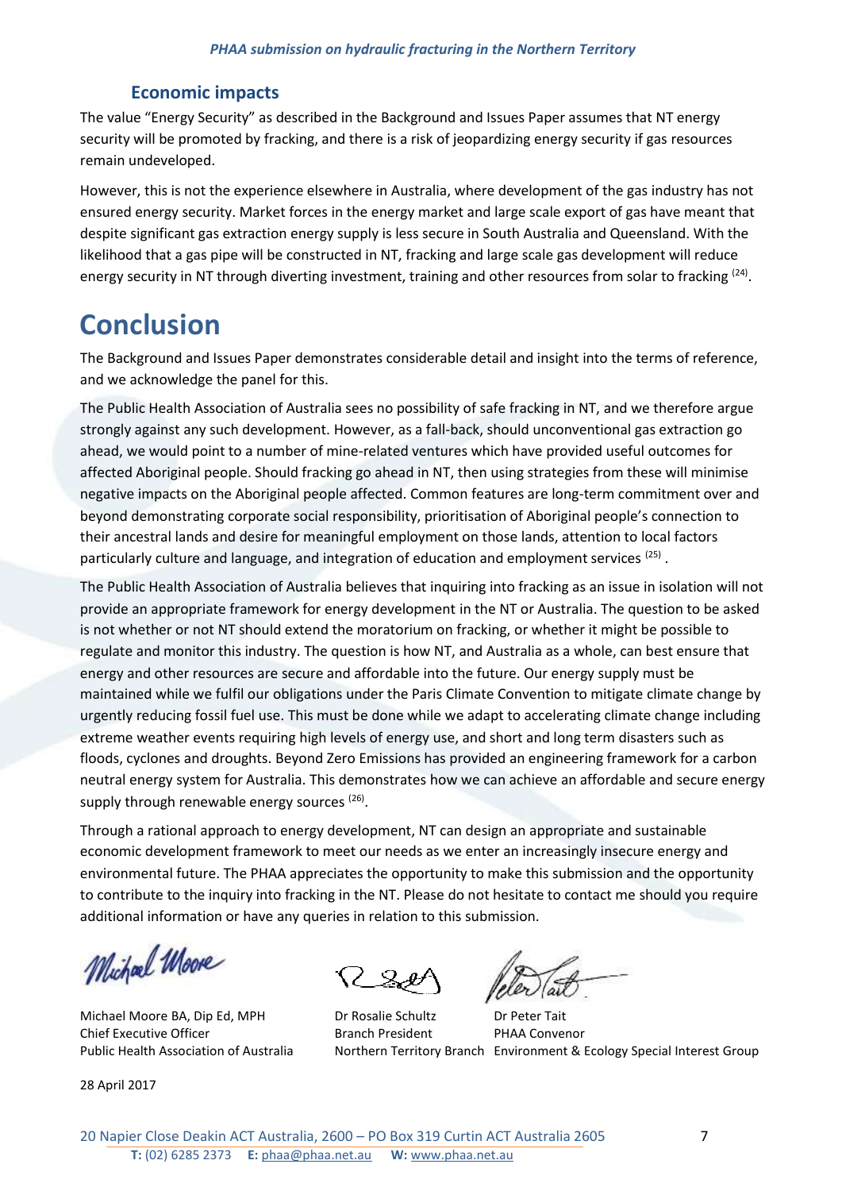### Economic impacts

The value "Energy Security" as described in the Background and Issues Paper assumes that NT energy security will be promoted by fracking, and there is a risk of jeopardizing energy security if gas resources remain undeveloped.

However, this is not the experience elsewhere in Australia, where development of the gas industry has not ensured energy security. Market forces in the energy market and large scale export of gas have meant that despite significant gas extraction energy supply is less secure in South Australia and Queensland. With the likelihood that a gas pipe will be constructed in NT, fracking and large scale gas development will reduce energy security in NT through diverting investment, training and other resources from solar to fracking [24].

# Conclusion

The Background and Issues Paper demonstrates considerable detail and insight into the terms of reference, and we acknowledge the panel for this.

The Public Health Association of Australia sees no possibility of safe fracking in NT, and we therefore argue strongly against any such development. However, as a fall-back, should unconventional gas extraction go ahead, we would point to a number of mine-related ventures which have provided useful outcomes for affected Aboriginal people. Should fracking go ahead in NT, then using strategies from these will minimise negative impacts on the Aboriginal people affected. Common features are long-term commitment over and beyond demonstrating corporate social responsibility, prioritisation of Aboriginal people's connection to their ancestral lands and desire for meaningful employment on those lands, attention to local factors particularly culture and language, and integration of education and employment services [25].

The Public Health Association of Australia believes that inquiring into fracking as an issue in isolation will not provide an appropriate framework for energy development in the NT or Australia. The question to be asked is not whether or not NT should extend the moratorium on fracking, or whether it might be possible to regulate and monitor this industry. The question is how NT, and Australia as a whole, can best ensure that energy and other resources are secure and affordable into the future. Our energy supply must be maintained while we fulfil our obligations under the Paris Climate Convention to mitigate climate change by urgently reducing fossil fuel use. This must be done while we adapt to accelerating climate change including extreme weather events requiring high levels of energy use, and short and long term disasters such as floods, cyclones and droughts. Beyond Zero Emissions has provided an engineering framework for a carbon neutral energy system for Australia. This demonstrates how we can achieve an affordable and secure energy supply through renewable energy sources [26].

Through a rational approach to energy development, NT can design an appropriate and sustainable economic development framework to meet our needs as we enter an increasingly insecure energy and environmental future. The PHAA appreciates the opportunity to make this submission and the opportunity to contribute to the inquiry into fracking in the NT. Please do not hesitate to contact me should you require additional information or have any queries in relation to this submission.

| Michael Moore BA, Dip Ed, MPH | Dr Rosalie Schultz | Dr Peter Tait |
|---|---|---|
| Chief Executive Officer | Branch President | PHAA Convenor |
| Public Health Association of Australia | Northern Territory Branch | Environment & Ecology Special Interest Group |

28 April 2017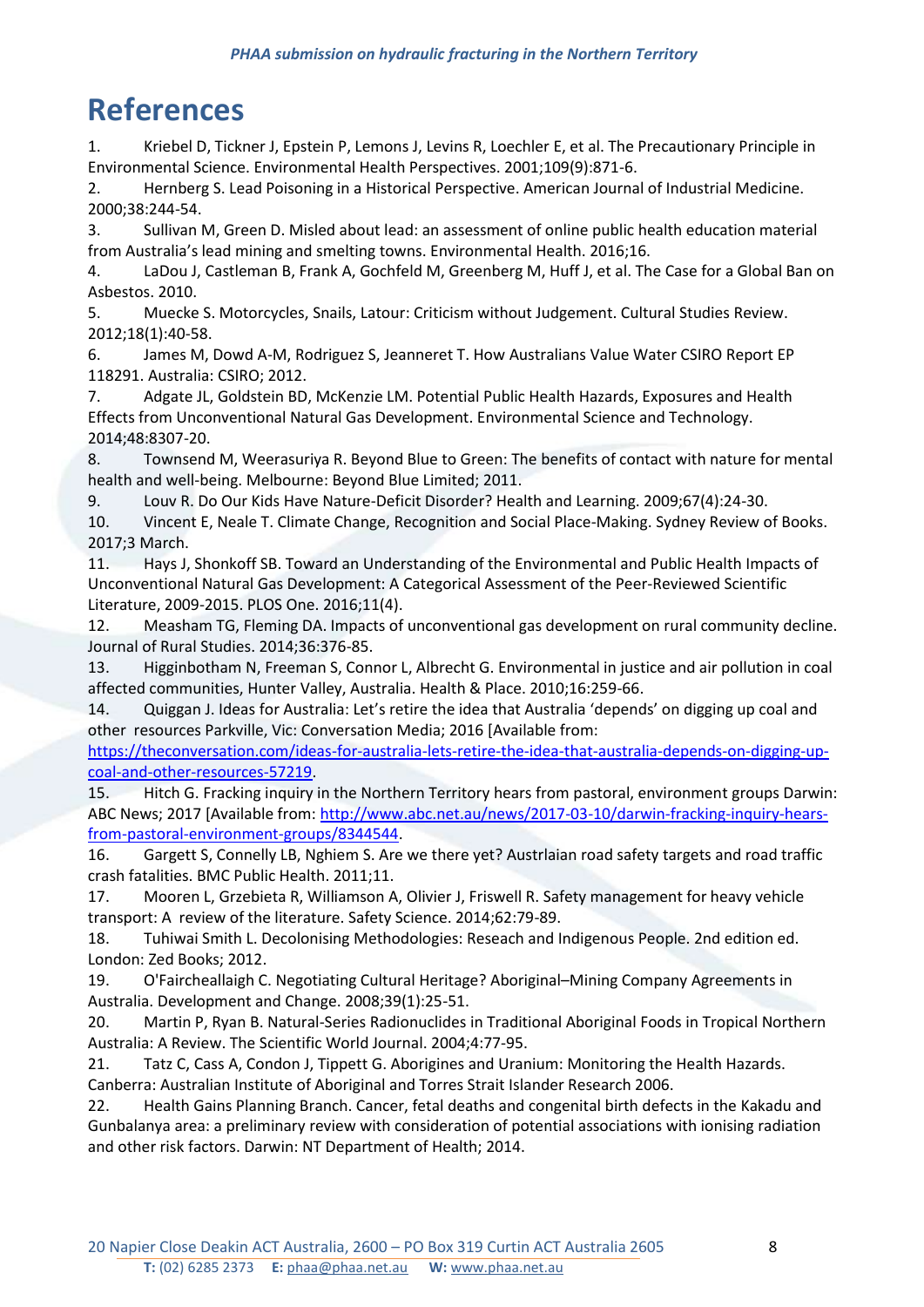# References

1. Kriebel D, Tickner J, Epstein P, Lemons J, Levins R, Loechler E, et al. The Precautionary Principle in Environmental Science. Environmental Health Perspectives. 2001;109(9):871-6.
2. Hernberg S. Lead Poisoning in a Historical Perspective. American Journal of Industrial Medicine. 2000;38:244-54.
3. Sullivan M, Green D. Misled about lead: an assessment of online public health education material from Australia's lead mining and smelting towns. Environmental Health. 2016;16.
4. LaDou J, Castleman B, Frank A, Gochfeld M, Greenberg M, Huff J, et al. The Case for a Global Ban on Asbestos. 2010.
5. Muecke S. Motorcycles, Snails, Latour: Criticism without Judgement. Cultural Studies Review. 2012;18(1):40-58.
6. James M, Dowd A-M, Rodriguez S, Jeanneret T. How Australians Value Water CSIRO Report EP 118291. Australia: CSIRO; 2012.
7. Adgate JL, Goldstein BD, McKenzie LM. Potential Public Health Hazards, Exposures and Health Effects from Unconventional Natural Gas Development. Environmental Science and Technology. 2014;48:8307-20.
8. Townsend M, Weerasuriya R. Beyond Blue to Green: The benefits of contact with nature for mental health and well-being. Melbourne: Beyond Blue Limited; 2011.
9. Louv R. Do Our Kids Have Nature-Deficit Disorder? Health and Learning. 2009;67(4):24-30.
10. Vincent E, Neale T. Climate Change, Recognition and Social Place-Making. Sydney Review of Books. 2017;3 March.
11. Hays J, Shonkoff SB. Toward an Understanding of the Environmental and Public Health Impacts of Unconventional Natural Gas Development: A Categorical Assessment of the Peer-Reviewed Scientific Literature, 2009-2015. PLOS One. 2016;11(4).
12. Measham TG, Fleming DA. Impacts of unconventional gas development on rural community decline. Journal of Rural Studies. 2014;36:376-85.
13. Higginbotham N, Freeman S, Connor L, Albrecht G. Environmental in justice and air pollution in coal affected communities, Hunter Valley, Australia. Health & Place. 2010;16:259-66.
14. Quiggan J. Ideas for Australia: Let's retire the idea that Australia 'depends' on digging up coal and other resources Parkville, Vic: Conversation Media; 2016 [Available from: https://theconversation.com/ideas-for-australia-lets-retire-the-idea-that-australia-depends-on-digging-up-coal-and-other-resources-57219.
15. Hitch G. Fracking inquiry in the Northern Territory hears from pastoral, environment groups Darwin: ABC News; 2017 [Available from: http://www.abc.net.au/news/2017-03-10/darwin-fracking-inquiry-hears-from-pastoral-environment-groups/8344544.
16. Gargett S, Connelly LB, Nghiem S. Are we there yet? Austrlaian road safety targets and road traffic crash fatalities. BMC Public Health. 2011;11.
17. Mooren L, Grzebieta R, Williamson A, Olivier J, Friswell R. Safety management for heavy vehicle transport: A review of the literature. Safety Science. 2014;62:79-89.
18. Tuhiwai Smith L. Decolonising Methodologies: Reseach and Indigenous People. 2nd edition ed. London: Zed Books; 2012.
19. O'Faircheallaigh C. Negotiating Cultural Heritage? Aboriginal–Mining Company Agreements in Australia. Development and Change. 2008;39(1):25-51.
20. Martin P, Ryan B. Natural-Series Radionuclides in Traditional Aboriginal Foods in Tropical Northern Australia: A Review. The Scientific World Journal. 2004;4:77-95.
21. Tatz C, Cass A, Condon J, Tippett G. Aborigines and Uranium: Monitoring the Health Hazards. Canberra: Australian Institute of Aboriginal and Torres Strait Islander Research 2006.
22. Health Gains Planning Branch. Cancer, fetal deaths and congenital birth defects in the Kakadu and Gunbalanya area: a preliminary review with consideration of potential associations with ionising radiation and other risk factors. Darwin: NT Department of Health; 2014.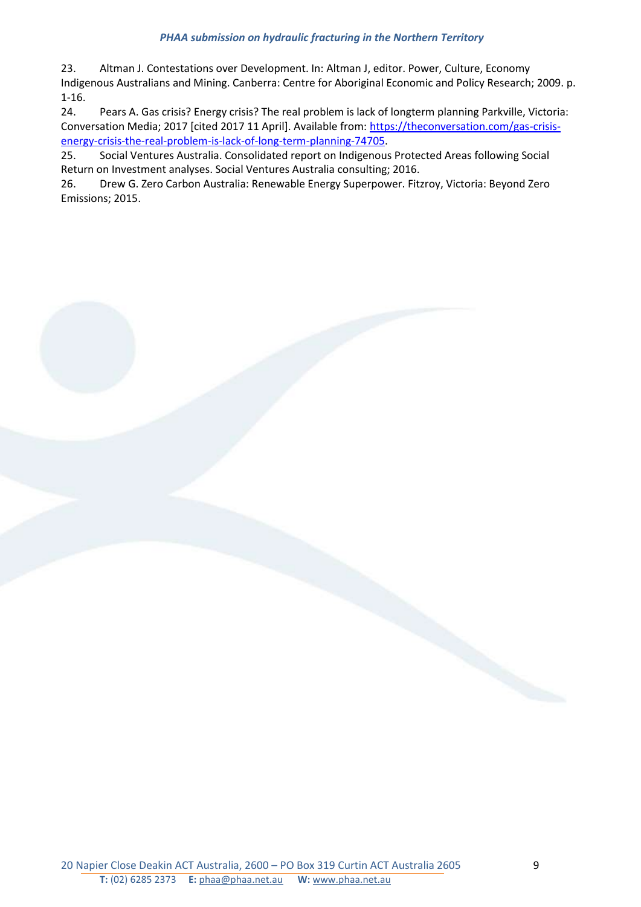23. Altman J. Contestations over Development. In: Altman J, editor. Power, Culture, Economy Indigenous Australians and Mining. Canberra: Centre for Aboriginal Economic and Policy Research; 2009. p. 1-16.

24. Pears A. Gas crisis? Energy crisis? The real problem is lack of longterm planning Parkville, Victoria: Conversation Media; 2017 [cited 2017 11 April]. Available from: https://theconversation.com/gas-crisis-energy-crisis-the-real-problem-is-lack-of-long-term-planning-74705.

25. Social Ventures Australia. Consolidated report on Indigenous Protected Areas following Social Return on Investment analyses. Social Ventures Australia consulting; 2016.

26. Drew G. Zero Carbon Australia: Renewable Energy Superpower. Fitzroy, Victoria: Beyond Zero Emissions; 2015.